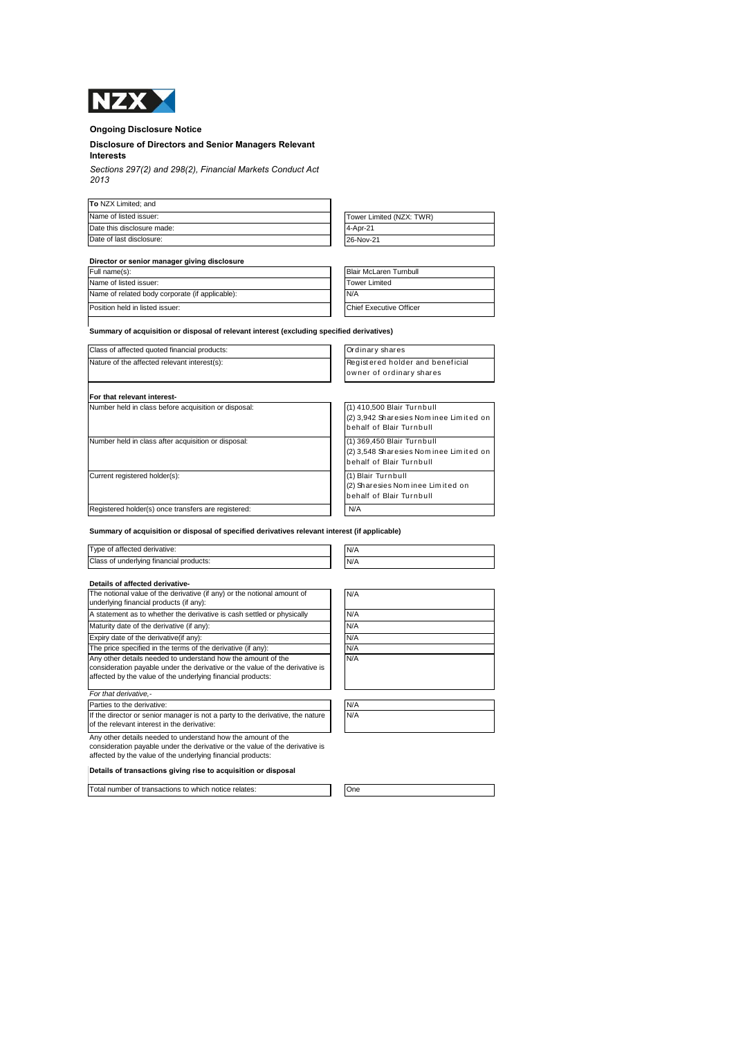NZX

### Ongoing Disclosure Notice

### Disclosure of Directors and Senior Managers Relevant Interests

*Sections 297(2) and 298(2), Financial Markets Conduct Act 2013*

| **To** NZX Limited; and | |
|---|---|
| Name of listed issuer: | Tower Limited (NZX: TWR) |
| Date this disclosure made: | 4-Apr-21 |
| Date of last disclosure: | 26-Nov-21 |

**Director or senior manager giving disclosure**

| | |
|---|---|
| Full name(s): | Blair McLaren Turnbull |
| Name of listed issuer: | Tower Limited |
| Name of related body corporate (if applicable): | N/A |
| Position held in listed issuer: | Chief Executive Officer |

**Summary of acquisition or disposal of relevant interest (excluding specified derivatives)**

| | |
|---|---|
| Class of affected quoted financial products: | Ordinary shares |
| Nature of the affected relevant interest(s): | Registered holder and beneficial owner of ordinary shares |

**For that relevant interest-**

| | |
|---|---|
| Number held in class before acquisition or disposal: | (1) 410,500 Blair Turnbull<br>(2) 3,942 Sharesies Nominee Limited on behalf of Blair Turnbull |
| Number held in class after acquisition or disposal: | (1) 369,450 Blair Turnbull<br>(2) 3,548 Sharesies Nominee Limited on behalf of Blair Turnbull |
| Current registered holder(s): | (1) Blair Turnbull<br>(2) Sharesies Nominee Limited on behalf of Blair Turnbull |
| Registered holder(s) once transfers are registered: | N/A |

**Summary of acquisition or disposal of specified derivatives relevant interest (if applicable)**

| | |
|---|---|
| Type of affected derivative: | N/A |
| Class of underlying financial products: | N/A |

**Details of affected derivative-**

| | |
|---|---|
| The notional value of the derivative (if any) or the notional amount of underlying financial products (if any): | N/A |
| A statement as to whether the derivative is cash settled or physically | N/A |
| Maturity date of the derivative (if any): | N/A |
| Expiry date of the derivative(if any): | N/A |
| The price specified in the terms of the derivative (if any): | N/A |
| Any other details needed to understand how the amount of the consideration payable under the derivative or the value of the derivative is affected by the value of the underlying financial products: | N/A |

*For that derivative,-*

| | |
|---|---|
| Parties to the derivative: | N/A |
| If the director or senior manager is not a party to the derivative, the nature of the relevant interest in the derivative: | N/A |

Any other details needed to understand how the amount of the consideration payable under the derivative or the value of the derivative is affected by the value of the underlying financial products:

**Details of transactions giving rise to acquisition or disposal**

| | |
|---|---|
| Total number of transactions to which notice relates: | One |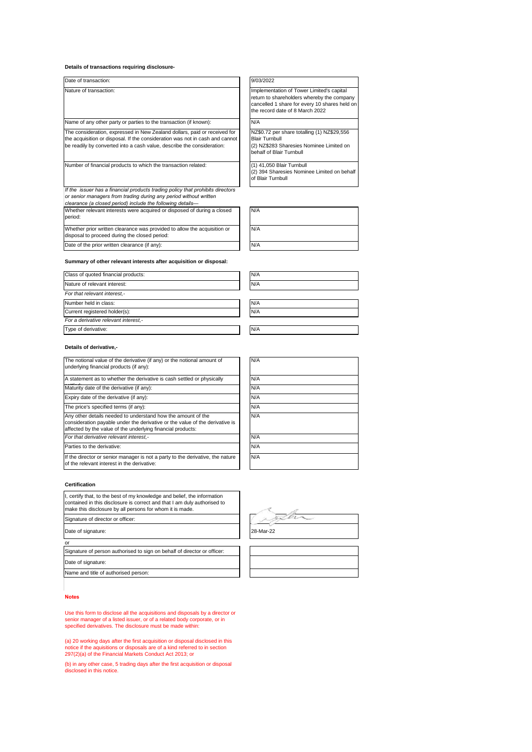**Details of transactions requiring disclosure-**

| | |
|---|---|
| Date of transaction: | 9/03/2022 |
| Nature of transaction: | Implementation of Tower Limited's capital return to shareholders whereby the company cancelled 1 share for every 10 shares held on the record date of 8 March 2022 |
| Name of any other party or parties to the transaction (if known): | N/A |
| The consideration, expressed in New Zealand dollars, paid or received for the acquisition or disposal. If the consideration was not in cash and cannot be readily by converted into a cash value, describe the consideration: | NZ$0.72 per share totalling (1) NZ$29,556 Blair Turnbull<br>(2) NZ$283 Sharesies Nominee Limited on behalf of Blair Turnbull |
| Number of financial products to which the transaction related: | (1) 41,050 Blair Turnbull<br>(2) 394 Sharesies Nominee Limited on behalf of Blair Turnbull |

*If the issuer has a financial products trading policy that prohibits directors or senior managers from trading during any period without written clearance (a closed period) include the following details—*

| | |
|---|---|
| Whether relevant interests were acquired or disposed of during a closed period: | N/A |
| Whether prior written clearance was provided to allow the acquisition or disposal to proceed during the closed period: | N/A |
| Date of the prior written clearance (if any): | N/A |

**Summary of other relevant interests after acquisition or disposal:**

| | |
|---|---|
| Class of quoted financial products: | N/A |
| Nature of relevant interest: | N/A |
| *For that relevant interest,-* | |
| Number held in class: | N/A |
| Current registered holder(s): | N/A |
| *For a derivative relevant interest,-* | |
| Type of derivative: | N/A |

**Details of derivative,-**

| | |
|---|---|
| The notional value of the derivative (if any) or the notional amount of underlying financial products (if any): | N/A |
| A statement as to whether the derivative is cash settled or physically settled: | N/A |
| Maturity date of the derivative (if any): | N/A |
| Expiry date of the derivative (if any): | N/A |
| The price's specified terms (if any): | N/A |
| Any other details needed to understand how the amount of the consideration payable under the derivative or the value of the derivative is affected by the value of the underlying financial products: | N/A |
| *For that derivative relevant interest,-* | N/A |
| Parties to the derivative: | N/A |
| If the director or senior manager is not a party to the derivative, the nature of the relevant interest in the derivative: | N/A |

**Certification**

| | |
|---|---|
| I, certify that, to the best of my knowledge and belief, the information contained in this disclosure is correct and that I am duly authorised to make this disclosure by all persons for whom it is made. | |
| Signature of director or officer: | |
| Date of signature: | 28-Mar-22 |
| or | |
| Signature of person authorised to sign on behalf of director or officer: | |
| Date of signature: | |
| Name and title of authorised person: | |

**Notes**

Use this form to disclose all the acquisitions and disposals by a director or senior manager of a listed issuer, or of a related body corporate, or in specified derivatives. The disclosure must be made within:

(a) 20 working days after the first acquisition or disposal disclosed in this notice if the aquisitions or disposals are of a kind referred to in section 297(2)(a) of the Financial Markets Conduct Act 2013; or

(b) in any other case, 5 trading days after the first acquisition or disposal disclosed in this notice.